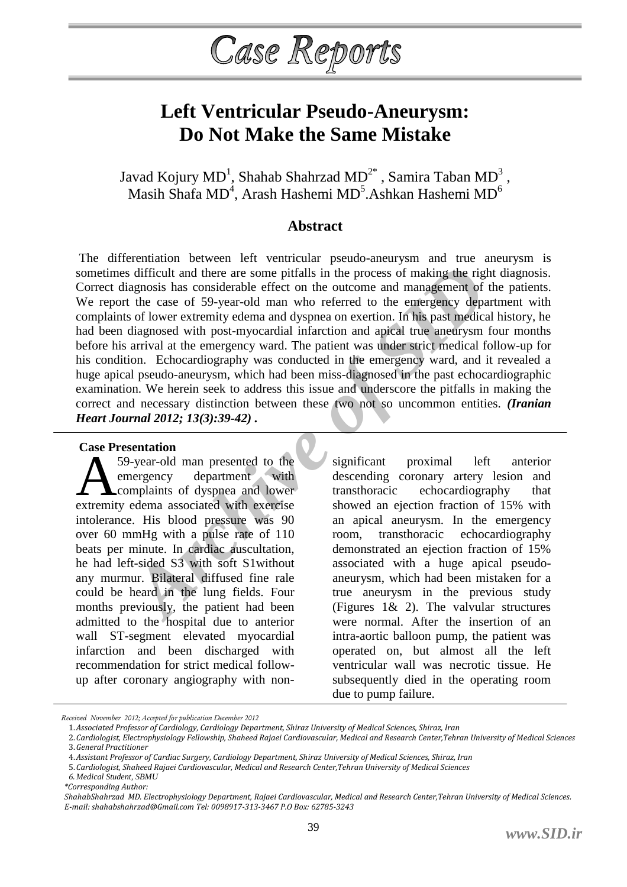# Case Reports

# Left Ventricular Pseudo-Aneurysm: Do Not Make the Same Mistake

Javad Kojury MD[1], Shahab Shahrzad MD[2*], Samira Taban MD[3], Masih Shafa MD[4], Arash Hashemi MD[5]. Ashkan Hashemi MD[6]

## Abstract

The differentiation between left ventricular pseudo-aneurysm and true aneurysm is sometimes difficult and there are some pitfalls in the process of making the right diagnosis. Correct diagnosis has considerable effect on the outcome and management of the patients. We report the case of 59-year-old man who referred to the emergency department with complaints of lower extremity edema and dyspnea on exertion. In his past medical history, he had been diagnosed with post-myocardial infarction and apical true aneurysm four months before his arrival at the emergency ward. The patient was under strict medical follow-up for his condition. Echocardiography was conducted in the emergency ward, and it revealed a huge apical pseudo-aneurysm, which had been miss-diagnosed in the past echocardiographic examination. We herein seek to address this issue and underscore the pitfalls in making the correct and necessary distinction between these two not so uncommon entities. ***(Iranian Heart Journal 2012; 13(3):39-42)*.**

### Case Presentation

A 59-year-old man presented to the emergency department with complaints of dyspnea and lower extremity edema associated with exercise intolerance. His blood pressure was 90 over 60 mmHg with a pulse rate of 110 beats per minute. In cardiac auscultation, he had left-sided S3 with soft S1without any murmur. Bilateral diffused fine rale could be heard in the lung fields. Four months previously, the patient had been admitted to the hospital due to anterior wall ST-segment elevated myocardial infarction and been discharged with recommendation for strict medical follow-up after coronary angiography with non-significant proximal left anterior descending coronary artery lesion and transthoracic echocardiography that showed an ejection fraction of 15% with an apical aneurysm. In the emergency room, transthoracic echocardiography demonstrated an ejection fraction of 15% associated with a huge apical pseudo-aneurysm, which had been mistaken for a true aneurysm in the previous study (Figures 1& 2). The valvular structures were normal. After the insertion of an intra-aortic balloon pump, the patient was operated on, but almost all the left ventricular wall was necrotic tissue. He subsequently died in the operating room due to pump failure.

*Received November 2012; Accepted for publication December 2012*

1. *Associated Professor of Cardiology, Cardiology Department, Shiraz University of Medical Sciences, Shiraz, Iran*
2. *Cardiologist, Electrophysiology Fellowship, Shaheed Rajaei Cardiovascular, Medical and Research Center,Tehran University of Medical Sciences*
3. *General Practitioner*
4. *Assistant Professor of Cardiac Surgery, Cardiology Department, Shiraz University of Medical Sciences, Shiraz, Iran*
5. *Cardiologist, Shaheed Rajaei Cardiovascular, Medical and Research Center,Tehran University of Medical Sciences*
6. *Medical Student, SBMU*

*\*Corresponding Author:*

*ShahabShahrzad MD. Electrophysiology Department, Rajaei Cardiovascular, Medical and Research Center,Tehran University of Medical Sciences. E-mail: shahabshahrzad@Gmail.com Tel: 0098917-313-3467 P.O Box: 62785-3243*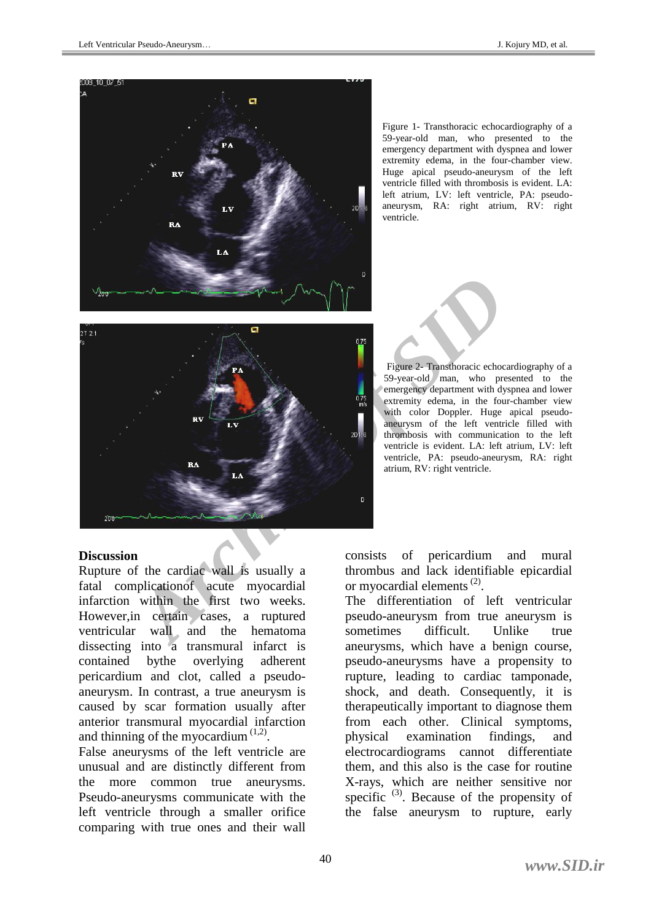Figure 1- Transthoracic echocardiography of a 59-year-old man, who presented to the emergency department with dyspnea and lower extremity edema, in the four-chamber view. Huge apical pseudo-aneurysm of the left ventricle filled with thrombosis is evident. LA: left atrium, LV: left ventricle, PA: pseudo-aneurysm, RA: right atrium, RV: right ventricle.

Figure 2- Transthoracic echocardiography of a 59-year-old man, who presented to the emergency department with dyspnea and lower extremity edema, in the four-chamber view with color Doppler. Huge apical pseudo-aneurysm of the left ventricle filled with thrombosis with communication to the left ventricle is evident. LA: left atrium, LV: left ventricle, PA: pseudo-aneurysm, RA: right atrium, RV: right ventricle.

**Discussion**

Rupture of the cardiac wall is usually a fatal complicationof acute myocardial infarction within the first two weeks. However,in certain cases, a ruptured ventricular wall and the hematoma dissecting into a transmural infarct is contained bythe overlying adherent pericardium and clot, called a pseudo-aneurysm. In contrast, a true aneurysm is caused by scar formation usually after anterior transmural myocardial infarction and thinning of the myocardium [1,2].

False aneurysms of the left ventricle are unusual and are distinctly different from the more common true aneurysms. Pseudo-aneurysms communicate with the left ventricle through a smaller orifice comparing with true ones and their wall consists of pericardium and mural thrombus and lack identifiable epicardial or myocardial elements [2].

The differentiation of left ventricular pseudo-aneurysm from true aneurysm is sometimes difficult. Unlike true aneurysms, which have a benign course, pseudo-aneurysms have a propensity to rupture, leading to cardiac tamponade, shock, and death. Consequently, it is therapeutically important to diagnose them from each other. Clinical symptoms, physical examination findings, and electrocardiograms cannot differentiate them, and this also is the case for routine X-rays, which are neither sensitive nor specific [3]. Because of the propensity of the false aneurysm to rupture, early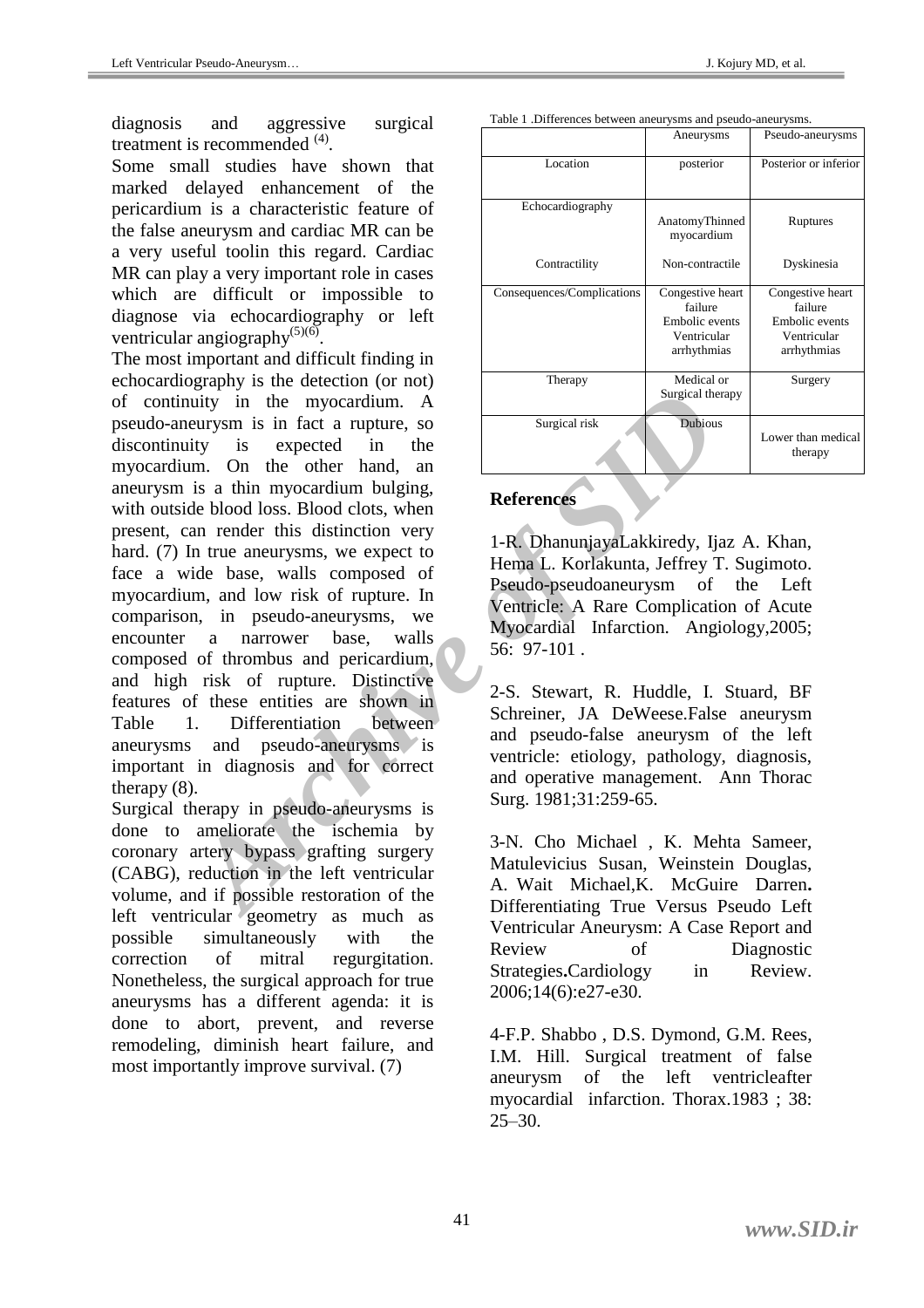diagnosis and aggressive surgical treatment is recommended [4].

Some small studies have shown that marked delayed enhancement of the pericardium is a characteristic feature of the false aneurysm and cardiac MR can be a very useful toolin this regard. Cardiac MR can play a very important role in cases which are difficult or impossible to diagnose via echocardiography or left ventricular angiography[5][6].

The most important and difficult finding in echocardiography is the detection (or not) of continuity in the myocardium. A pseudo-aneurysm is in fact a rupture, so discontinuity is expected in the myocardium. On the other hand, an aneurysm is a thin myocardium bulging, with outside blood loss. Blood clots, when present, can render this distinction very hard. (7) In true aneurysms, we expect to face a wide base, walls composed of myocardium, and low risk of rupture. In comparison, in pseudo-aneurysms, we encounter a narrower base, walls composed of thrombus and pericardium, and high risk of rupture. Distinctive features of these entities are shown in Table 1. Differentiation between aneurysms and pseudo-aneurysms is important in diagnosis and for correct therapy (8).

Surgical therapy in pseudo-aneurysms is done to ameliorate the ischemia by coronary artery bypass grafting surgery (CABG), reduction in the left ventricular volume, and if possible restoration of the left ventricular geometry as much as possible simultaneously with the correction of mitral regurgitation. Nonetheless, the surgical approach for true aneurysms has a different agenda: it is done to abort, prevent, and reverse remodeling, diminish heart failure, and most importantly improve survival. (7)

Table 1 .Differences between aneurysms and pseudo-aneurysms.

| | Aneurysms | Pseudo-aneurysms |
|---|---|---|
| Location | posterior | Posterior or inferior |
| Echocardiography | AnatomyThinned myocardium | Ruptures |
| Contractility | Non-contractile | Dyskinesia |
| Consequences/Complications | Congestive heart failure Embolic events Ventricular arrhythmias | Congestive heart failure Embolic events Ventricular arrhythmias |
| Therapy | Medical or Surgical therapy | Surgery |
| Surgical risk | Dubious | Lower than medical therapy |

## References

1-R. DhanunjayaLakkiredy, Ijaz A. Khan, Hema L. Korlakunta, Jeffrey T. Sugimoto. Pseudo-pseudoaneurysm of the Left Ventricle: A Rare Complication of Acute Myocardial Infarction. Angiology,2005; 56: 97-101 .

2-S. Stewart, R. Huddle, I. Stuard, BF Schreiner, JA DeWeese.False aneurysm and pseudo-false aneurysm of the left ventricle: etiology, pathology, diagnosis, and operative management. Ann Thorac Surg. 1981;31:259-65.

3-N. Cho Michael , K. Mehta Sameer, Matulevicius Susan, Weinstein Douglas, A. Wait Michael,K. McGuire Darren**.** Differentiating True Versus Pseudo Left Ventricular Aneurysm: A Case Report and Review of Diagnostic Strategies**.**Cardiology in Review. 2006;14(6):e27-e30.

4-F.P. Shabbo , D.S. Dymond, G.M. Rees, I.M. Hill. Surgical treatment of false aneurysm of the left ventricleafter myocardial infarction. Thorax.1983 ; 38: 25–30.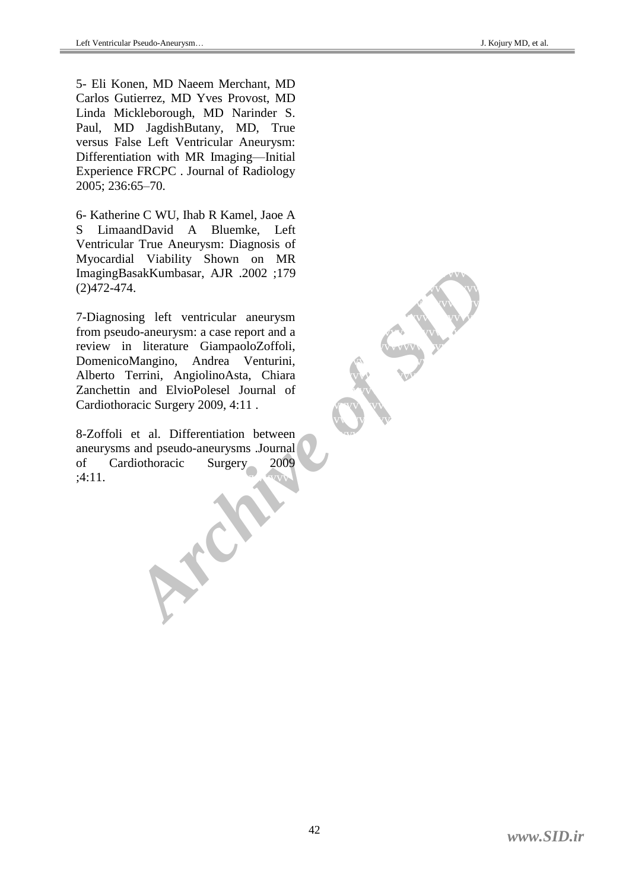5- Eli Konen, MD Naeem Merchant, MD Carlos Gutierrez, MD Yves Provost, MD Linda Mickleborough, MD Narinder S. Paul, MD JagdishButany, MD, True versus False Left Ventricular Aneurysm: Differentiation with MR Imaging—Initial Experience FRCPC . Journal of Radiology 2005; 236:65–70.

6- Katherine C WU, Ihab R Kamel, Jaoe A S LimaandDavid A Bluemke, Left Ventricular True Aneurysm: Diagnosis of Myocardial Viability Shown on MR ImagingBasakKumbasar, AJR .2002 ;179 (2)472-474.

7-Diagnosing left ventricular aneurysm from pseudo-aneurysm: a case report and a review in literature GiampaoloZoffoli, DomenicoMangino, Andrea Venturini, Alberto Terrini, AngiolinoAsta, Chiara Zanchettin and ElvioPolesel Journal of Cardiothoracic Surgery 2009, 4:11 .

8-Zoffoli et al. Differentiation between aneurysms and pseudo-aneurysms .Journal of Cardiothoracic Surgery 2009 ;4:11.